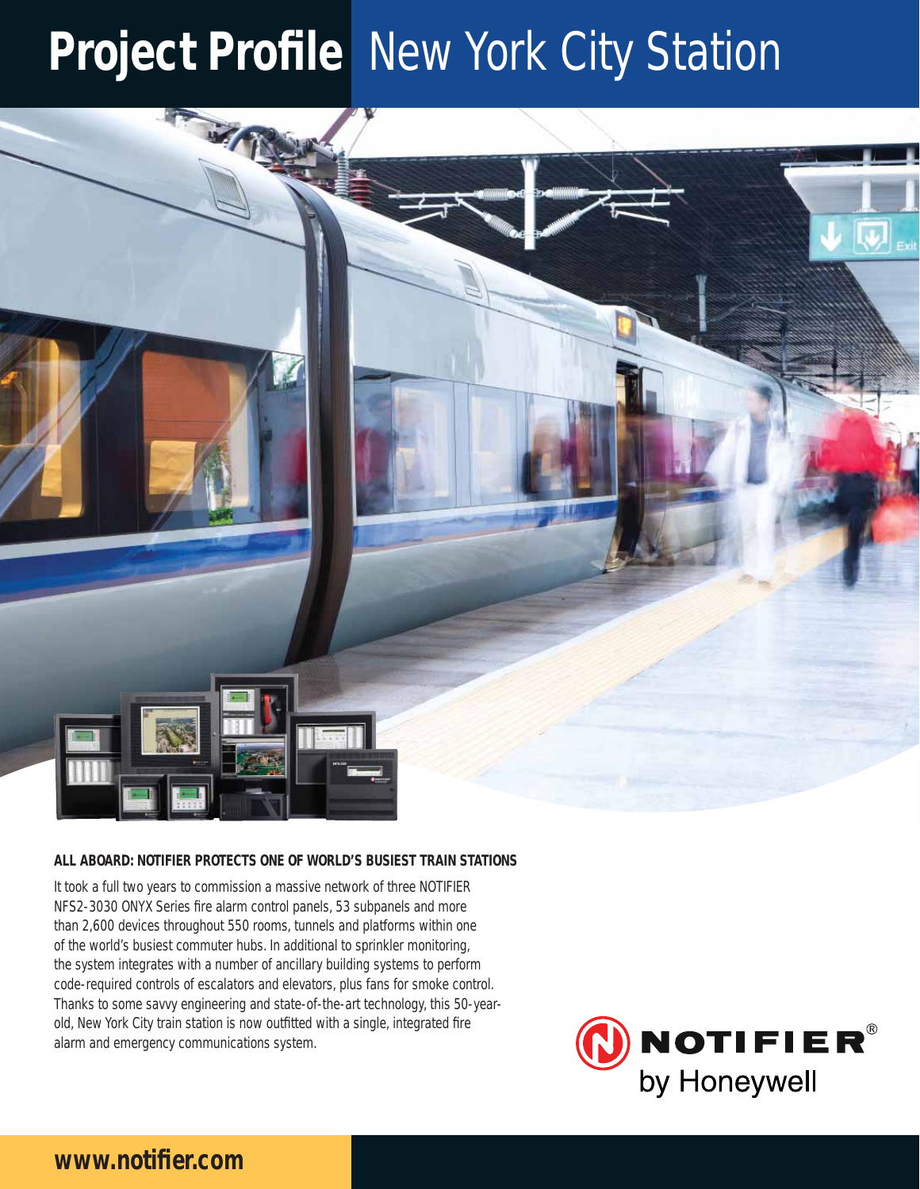# Project Profile New York City Station

**ALL ABOARD: NOTIFIER PROTECTS ONE OF WORLD'S BUSIEST TRAIN STATIONS**

It took a full two years to commission a massive network of three NOTIFIER NFS2-3030 ONYX Series fire alarm control panels, 53 subpanels and more than 2,600 devices throughout 550 rooms, tunnels and platforms within one of the world's busiest commuter hubs. In additional to sprinkler monitoring, the system integrates with a number of ancillary building systems to perform code-required controls of escalators and elevators, plus fans for smoke control. Thanks to some savvy engineering and state-of-the-art technology, this 50-year-old, New York City train station is now outfitted with a single, integrated fire alarm and emergency communications system.

NOTIFIER® by Honeywell

**www.notifier.com**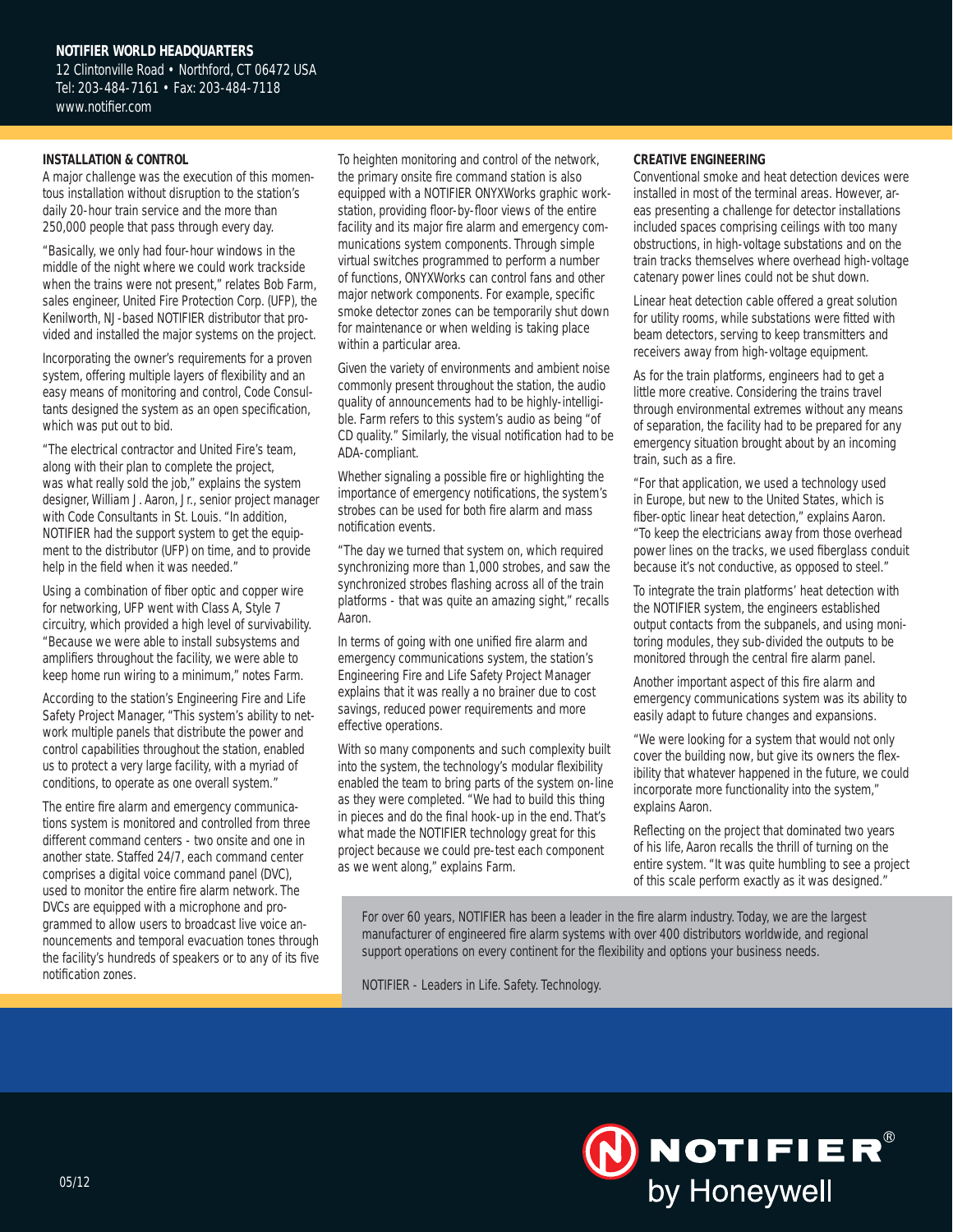**NOTIFIER WORLD HEADQUARTERS**
12 Clintonville Road • Northford, CT 06472 USA
Tel: 203-484-7161 • Fax: 203-484-7118
www.notifier.com

## INSTALLATION & CONTROL

A major challenge was the execution of this momentous installation without disruption to the station's daily 20-hour train service and the more than 250,000 people that pass through every day.

"Basically, we only had four-hour windows in the middle of the night where we could work trackside when the trains were not present," relates Bob Farm, sales engineer, United Fire Protection Corp. (UFP), the Kenilworth, NJ-based NOTIFIER distributor that provided and installed the major systems on the project.

Incorporating the owner's requirements for a proven system, offering multiple layers of flexibility and an easy means of monitoring and control, Code Consultants designed the system as an open specification, which was put out to bid.

"The electrical contractor and United Fire's team, along with their plan to complete the project, was what really sold the job," explains the system designer, William J. Aaron, Jr., senior project manager with Code Consultants in St. Louis. "In addition, NOTIFIER had the support system to get the equipment to the distributor (UFP) on time, and to provide help in the field when it was needed."

Using a combination of fiber optic and copper wire for networking, UFP went with Class A, Style 7 circuitry, which provided a high level of survivability. "Because we were able to install subsystems and amplifiers throughout the facility, we were able to keep home run wiring to a minimum," notes Farm.

According to the station's Engineering Fire and Life Safety Project Manager, "This system's ability to network multiple panels that distribute the power and control capabilities throughout the station, enabled us to protect a very large facility, with a myriad of conditions, to operate as one overall system."

The entire fire alarm and emergency communications system is monitored and controlled from three different command centers - two onsite and one in another state. Staffed 24/7, each command center comprises a digital voice command panel (DVC), used to monitor the entire fire alarm network. The DVCs are equipped with a microphone and programmed to allow users to broadcast live voice announcements and temporal evacuation tones through the facility's hundreds of speakers or to any of its five notification zones.

To heighten monitoring and control of the network, the primary onsite fire command station is also equipped with a NOTIFIER ONYXWorks graphic workstation, providing floor-by-floor views of the entire facility and its major fire alarm and emergency communications system components. Through simple virtual switches programmed to perform a number of functions, ONYXWorks can control fans and other major network components. For example, specific smoke detector zones can be temporarily shut down for maintenance or when welding is taking place within a particular area.

Given the variety of environments and ambient noise commonly present throughout the station, the audio quality of announcements had to be highly-intelligible. Farm refers to this system's audio as being "of CD quality." Similarly, the visual notification had to be ADA-compliant.

Whether signaling a possible fire or highlighting the importance of emergency notifications, the system's strobes can be used for both fire alarm and mass notification events.

"The day we turned that system on, which required synchronizing more than 1,000 strobes, and saw the synchronized strobes flashing across all of the train platforms - that was quite an amazing sight," recalls Aaron.

In terms of going with one unified fire alarm and emergency communications system, the station's Engineering Fire and Life Safety Project Manager explains that it was really a no brainer due to cost savings, reduced power requirements and more effective operations.

With so many components and such complexity built into the system, the technology's modular flexibility enabled the team to bring parts of the system on-line as they were completed. "We had to build this thing in pieces and do the final hook-up in the end. That's what made the NOTIFIER technology great for this project because we could pre-test each component as we went along," explains Farm.

## CREATIVE ENGINEERING

Conventional smoke and heat detection devices were installed in most of the terminal areas. However, areas presenting a challenge for detector installations included spaces comprising ceilings with too many obstructions, in high-voltage substations and on the train tracks themselves where overhead high-voltage catenary power lines could not be shut down.

Linear heat detection cable offered a great solution for utility rooms, while substations were fitted with beam detectors, serving to keep transmitters and receivers away from high-voltage equipment.

As for the train platforms, engineers had to get a little more creative. Considering the trains travel through environmental extremes without any means of separation, the facility had to be prepared for any emergency situation brought about by an incoming train, such as a fire.

"For that application, we used a technology used in Europe, but new to the United States, which is fiber-optic linear heat detection," explains Aaron. "To keep the electricians away from those overhead power lines on the tracks, we used fiberglass conduit because it's not conductive, as opposed to steel."

To integrate the train platforms' heat detection with the NOTIFIER system, the engineers established output contacts from the subpanels, and using monitoring modules, they sub-divided the outputs to be monitored through the central fire alarm panel.

Another important aspect of this fire alarm and emergency communications system was its ability to easily adapt to future changes and expansions.

"We were looking for a system that would not only cover the building now, but give its owners the flexibility that whatever happened in the future, we could incorporate more functionality into the system," explains Aaron.

Reflecting on the project that dominated two years of his life, Aaron recalls the thrill of turning on the entire system. "It was quite humbling to see a project of this scale perform exactly as it was designed."

For over 60 years, NOTIFIER has been a leader in the fire alarm industry. Today, we are the largest manufacturer of engineered fire alarm systems with over 400 distributors worldwide, and regional support operations on every continent for the flexibility and options your business needs.

NOTIFIER - Leaders in Life. Safety. Technology.

NOTIFIER® by Honeywell

05/12